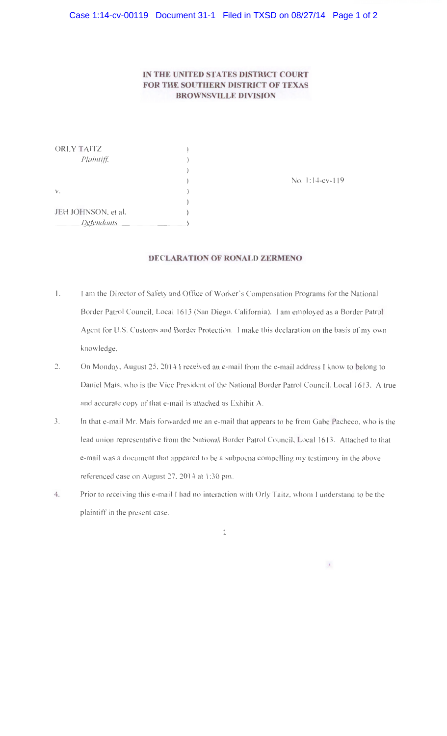**IN THE UNITED STATES DISTRICT COURT**
**FOR THE SOUTHERN DISTRICT OF TEXAS**
**BROWNSVILLE DIVISION**

ORLY TAITZ
*Plaintiff.*

v.

JEH JOHNSON, et al.
*Defendants.*

No. 1:14-cv-119

**DECLARATION OF RONALD ZERMENO**

1. I am the Director of Safety and Office of Worker's Compensation Programs for the National Border Patrol Council, Local 1613 (San Diego, California). I am employed as a Border Patrol Agent for U.S. Customs and Border Protection. I make this declaration on the basis of my own knowledge.

2. On Monday, August 25, 2014 I received an e-mail from the e-mail address I know to belong to Daniel Mais, who is the Vice President of the National Border Patrol Council, Local 1613. A true and accurate copy of that e-mail is attached as Exhibit A.

3. In that e-mail Mr. Mais forwarded me an e-mail that appears to be from Gabe Pacheco, who is the lead union representative from the National Border Patrol Council, Local 1613. Attached to that e-mail was a document that appeared to be a subpoena compelling my testimony in the above referenced case on August 27, 2014 at 1:30 pm.

4. Prior to receiving this e-mail I had no interaction with Orly Taitz, whom I understand to be the plaintiff in the present case.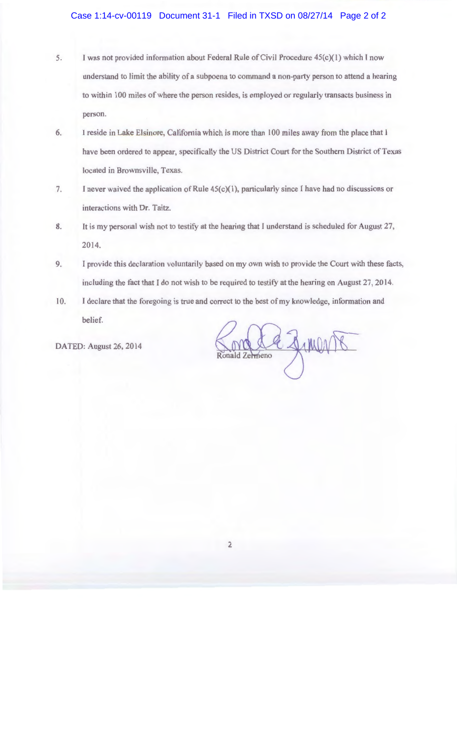5. I was not provided information about Federal Rule of Civil Procedure 45(c)(1) which I now understand to limit the ability of a subpoena to command a non-party person to attend a hearing to within 100 miles of where the person resides, is employed or regularly transacts business in person.

6. I reside in Lake Elsinore, California which is more than 100 miles away from the place that I have been ordered to appear, specifically the US District Court for the Southern District of Texas located in Brownsville, Texas.

7. I never waived the application of Rule 45(c)(1), particularly since I have had no discussions or interactions with Dr. Taitz.

8. It is my personal wish not to testify at the hearing that I understand is scheduled for August 27, 2014.

9. I provide this declaration voluntarily based on my own wish to provide the Court with these facts, including the fact that I do not wish to be required to testify at the hearing on August 27, 2014.

10. I declare that the foregoing is true and correct to the best of my knowledge, information and belief.

DATED: August 26, 2014

Ronald Zermeno